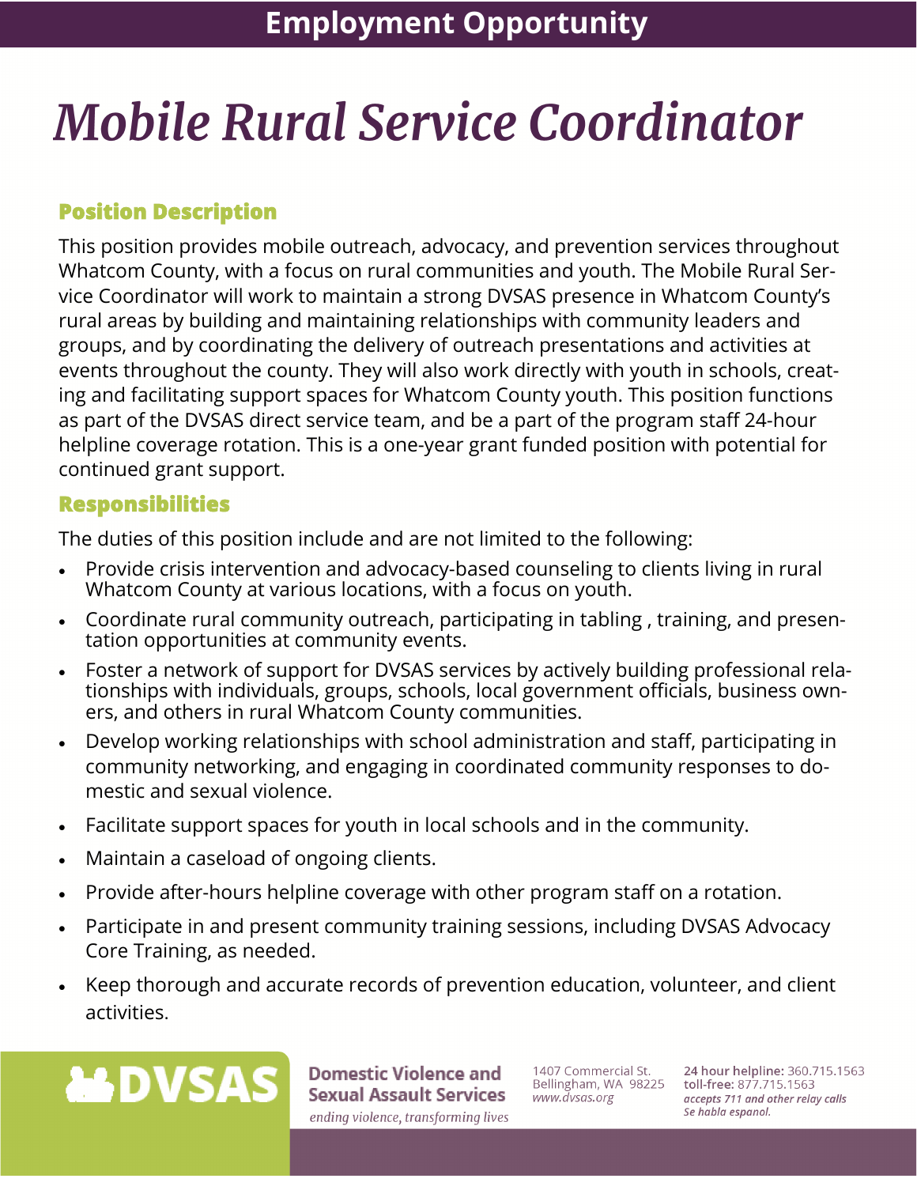# Employment Opportunity

# *Mobile Rural Service Coordinator*

## Position Description

This position provides mobile outreach, advocacy, and prevention services throughout Whatcom County, with a focus on rural communities and youth. The Mobile Rural Service Coordinator will work to maintain a strong DVSAS presence in Whatcom County's rural areas by building and maintaining relationships with community leaders and groups, and by coordinating the delivery of outreach presentations and activities at events throughout the county. They will also work directly with youth in schools, creating and facilitating support spaces for Whatcom County youth. This position functions as part of the DVSAS direct service team, and be a part of the program staff 24-hour helpline coverage rotation. This is a one-year grant funded position with potential for continued grant support.

## Responsibilities

The duties of this position include and are not limited to the following:

- Provide crisis intervention and advocacy-based counseling to clients living in rural Whatcom County at various locations, with a focus on youth.
- Coordinate rural community outreach, participating in tabling , training, and presentation opportunities at community events.
- Foster a network of support for DVSAS services by actively building professional relationships with individuals, groups, schools, local government officials, business owners, and others in rural Whatcom County communities.
- Develop working relationships with school administration and staff, participating in community networking, and engaging in coordinated community responses to domestic and sexual violence.
- Facilitate support spaces for youth in local schools and in the community.
- Maintain a caseload of ongoing clients.
- Provide after-hours helpline coverage with other program staff on a rotation.
- Participate in and present community training sessions, including DVSAS Advocacy Core Training, as needed.
- Keep thorough and accurate records of prevention education, volunteer, and client activities.

**DVSAS**

**Domestic Violence and Sexual Assault Services**
*ending violence, transforming lives*

1407 Commercial St.
Bellingham, WA 98225
*www.dvsas.org*

**24 hour helpline:** 360.715.1563
**toll-free:** 877.715.1563
*accepts 711 and other relay calls*
*Se habla espanol.*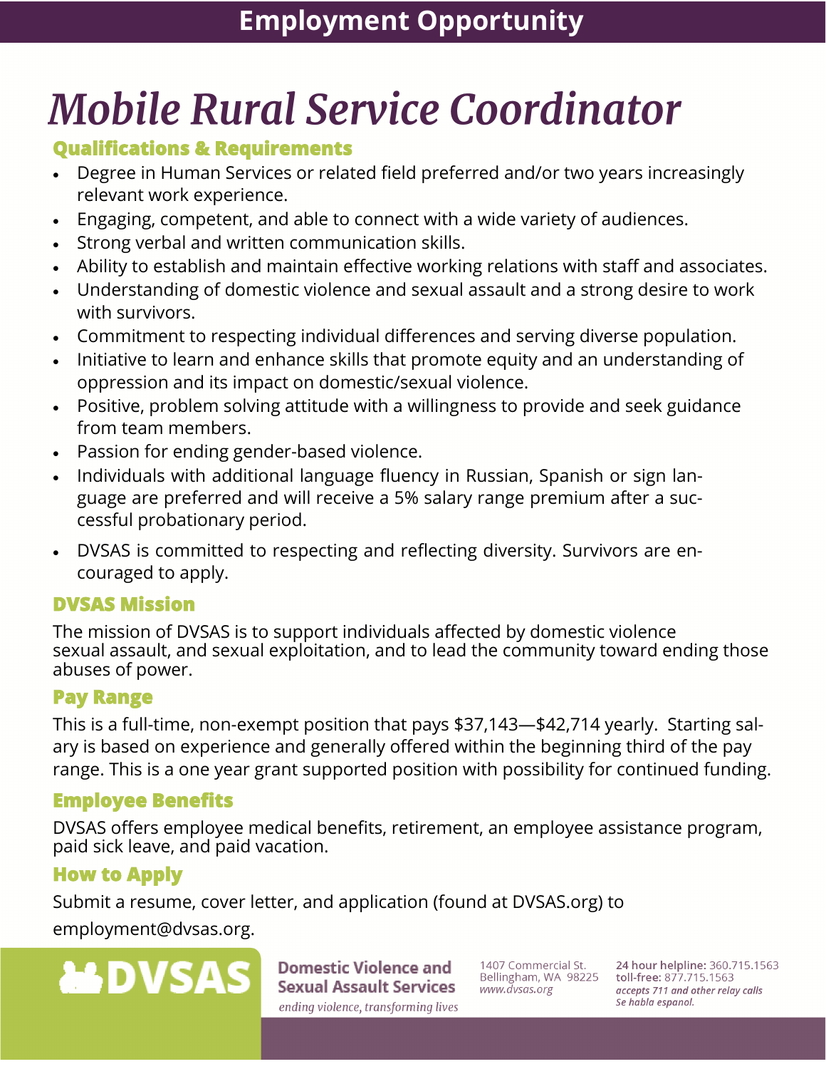# Employment Opportunity

# *Mobile Rural Service Coordinator*

## Qualifications & Requirements

- Degree in Human Services or related field preferred and/or two years increasingly relevant work experience.
- Engaging, competent, and able to connect with a wide variety of audiences.
- Strong verbal and written communication skills.
- Ability to establish and maintain effective working relations with staff and associates.
- Understanding of domestic violence and sexual assault and a strong desire to work with survivors.
- Commitment to respecting individual differences and serving diverse population.
- Initiative to learn and enhance skills that promote equity and an understanding of oppression and its impact on domestic/sexual violence.
- Positive, problem solving attitude with a willingness to provide and seek guidance from team members.
- Passion for ending gender-based violence.
- Individuals with additional language fluency in Russian, Spanish or sign language are preferred and will receive a 5% salary range premium after a successful probationary period.
- DVSAS is committed to respecting and reflecting diversity. Survivors are encouraged to apply.

## DVSAS Mission

The mission of DVSAS is to support individuals affected by domestic violence sexual assault, and sexual exploitation, and to lead the community toward ending those abuses of power.

## Pay Range

This is a full-time, non-exempt position that pays $37,143—$42,714 yearly. Starting salary is based on experience and generally offered within the beginning third of the pay range. This is a one year grant supported position with possibility for continued funding.

## Employee Benefits

DVSAS offers employee medical benefits, retirement, an employee assistance program, paid sick leave, and paid vacation.

## How to Apply

Submit a resume, cover letter, and application (found at DVSAS.org) to employment@dvsas.org.

**DVSAS**

**Domestic Violence and Sexual Assault Services**
*ending violence, transforming lives*

1407 Commercial St.
Bellingham, WA 98225
*www.dvsas.org*

**24 hour helpline:** 360.715.1563
**toll-free:** 877.715.1563
*accepts 711 and other relay calls*
*Se habla espanol.*